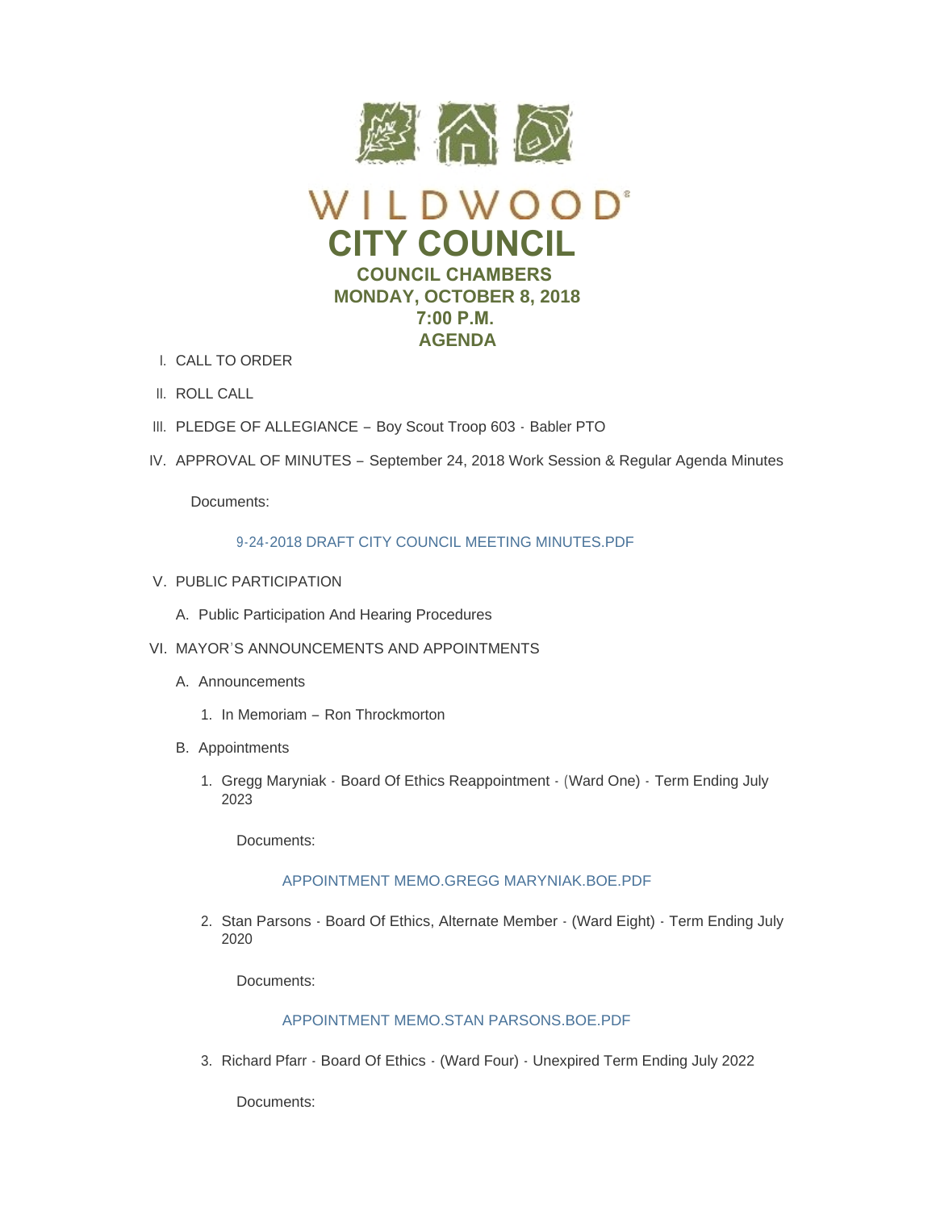# WILDWOOD

# CITY COUNCIL

## COUNCIL CHAMBERS
## MONDAY, OCTOBER 8, 2018
## 7:00 P.M.
## AGENDA

I. CALL TO ORDER

II. ROLL CALL

III. PLEDGE OF ALLEGIANCE – Boy Scout Troop 603 - Babler PTO

IV. APPROVAL OF MINUTES – September 24, 2018 Work Session & Regular Agenda Minutes

   Documents:

   9-24-2018 DRAFT CITY COUNCIL MEETING MINUTES.PDF

V. PUBLIC PARTICIPATION

   A. Public Participation And Hearing Procedures

VI. MAYOR'S ANNOUNCEMENTS AND APPOINTMENTS

   A. Announcements

      1. In Memoriam – Ron Throckmorton

   B. Appointments

      1. Gregg Maryniak - Board Of Ethics Reappointment - (Ward One) - Term Ending July 2023

         Documents:

         APPOINTMENT MEMO.GREGG MARYNIAK.BOE.PDF

      2. Stan Parsons - Board Of Ethics, Alternate Member - (Ward Eight) - Term Ending July 2020

         Documents:

         APPOINTMENT MEMO.STAN PARSONS.BOE.PDF

      3. Richard Pfarr - Board Of Ethics - (Ward Four) - Unexpired Term Ending July 2022

         Documents: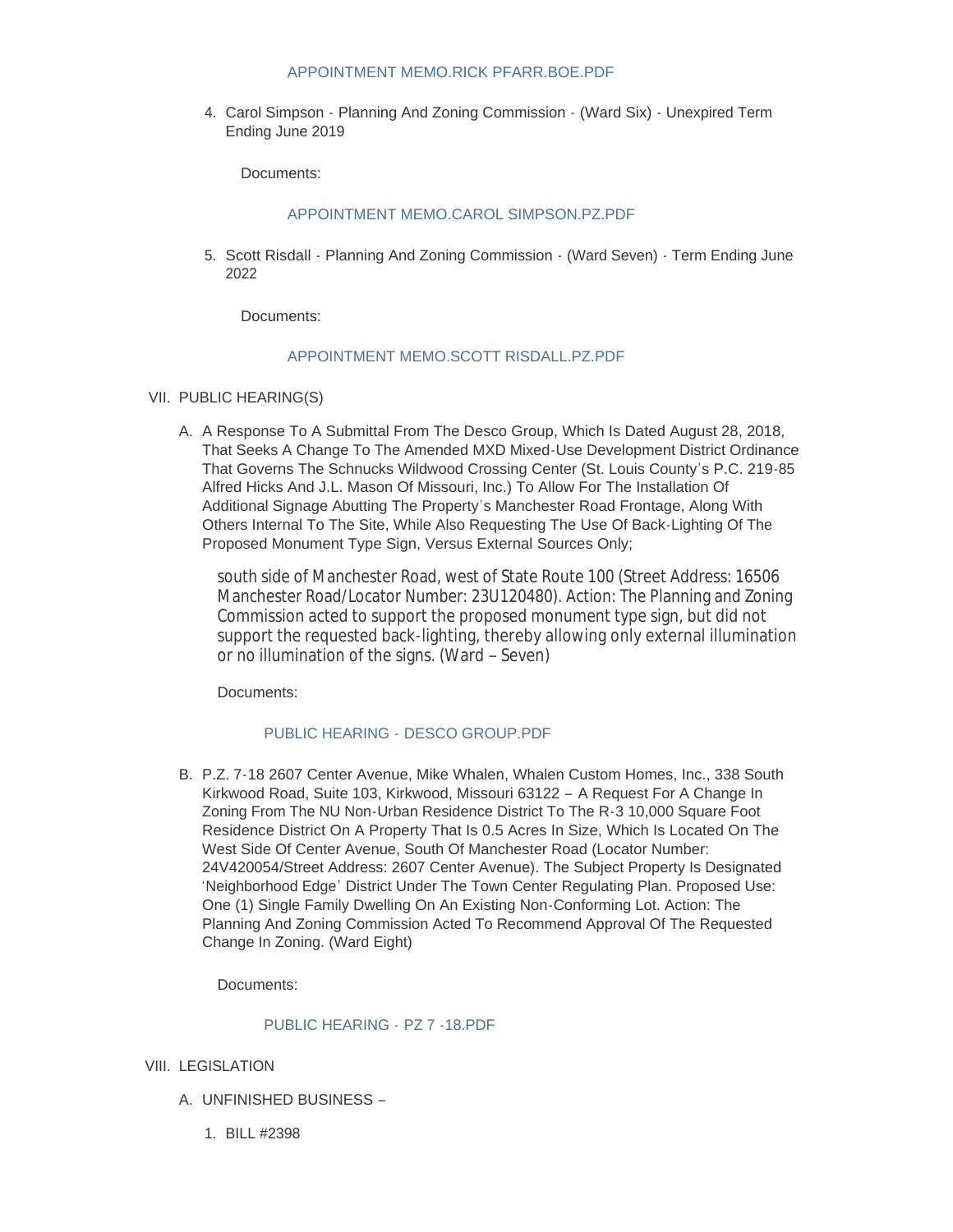APPOINTMENT MEMO.RICK PFARR.BOE.PDF

4. Carol Simpson - Planning And Zoning Commission - (Ward Six) - Unexpired Term Ending June 2019

   Documents:

   APPOINTMENT MEMO.CAROL SIMPSON.PZ.PDF

5. Scott Risdall - Planning And Zoning Commission - (Ward Seven) - Term Ending June 2022

   Documents:

   APPOINTMENT MEMO.SCOTT RISDALL.PZ.PDF

VII. PUBLIC HEARING(S)

A. A Response To A Submittal From The Desco Group, Which Is Dated August 28, 2018, That Seeks A Change To The Amended MXD Mixed-Use Development District Ordinance That Governs The Schnucks Wildwood Crossing Center (St. Louis County's P.C. 219-85 Alfred Hicks And J.L. Mason Of Missouri, Inc.) To Allow For The Installation Of Additional Signage Abutting The Property's Manchester Road Frontage, Along With Others Internal To The Site, While Also Requesting The Use Of Back-Lighting Of The Proposed Monument Type Sign, Versus External Sources Only;

   south side of Manchester Road, west of State Route 100 (Street Address: 16506 Manchester Road/Locator Number: 23U120480). Action: The Planning and Zoning Commission acted to support the proposed monument type sign, but did not support the requested back-lighting, thereby allowing only external illumination or no illumination of the signs. (Ward – Seven)

   Documents:

   PUBLIC HEARING - DESCO GROUP.PDF

B. P.Z. 7-18 2607 Center Avenue, Mike Whalen, Whalen Custom Homes, Inc., 338 South Kirkwood Road, Suite 103, Kirkwood, Missouri 63122 – A Request For A Change In Zoning From The NU Non-Urban Residence District To The R-3 10,000 Square Foot Residence District On A Property That Is 0.5 Acres In Size, Which Is Located On The West Side Of Center Avenue, South Of Manchester Road (Locator Number: 24V420054/Street Address: 2607 Center Avenue). The Subject Property Is Designated 'Neighborhood Edge' District Under The Town Center Regulating Plan. Proposed Use: One (1) Single Family Dwelling On An Existing Non-Conforming Lot. Action: The Planning And Zoning Commission Acted To Recommend Approval Of The Requested Change In Zoning. (Ward Eight)

   Documents:

   PUBLIC HEARING - PZ 7 -18.PDF

VIII. LEGISLATION

A. UNFINISHED BUSINESS –

1. BILL #2398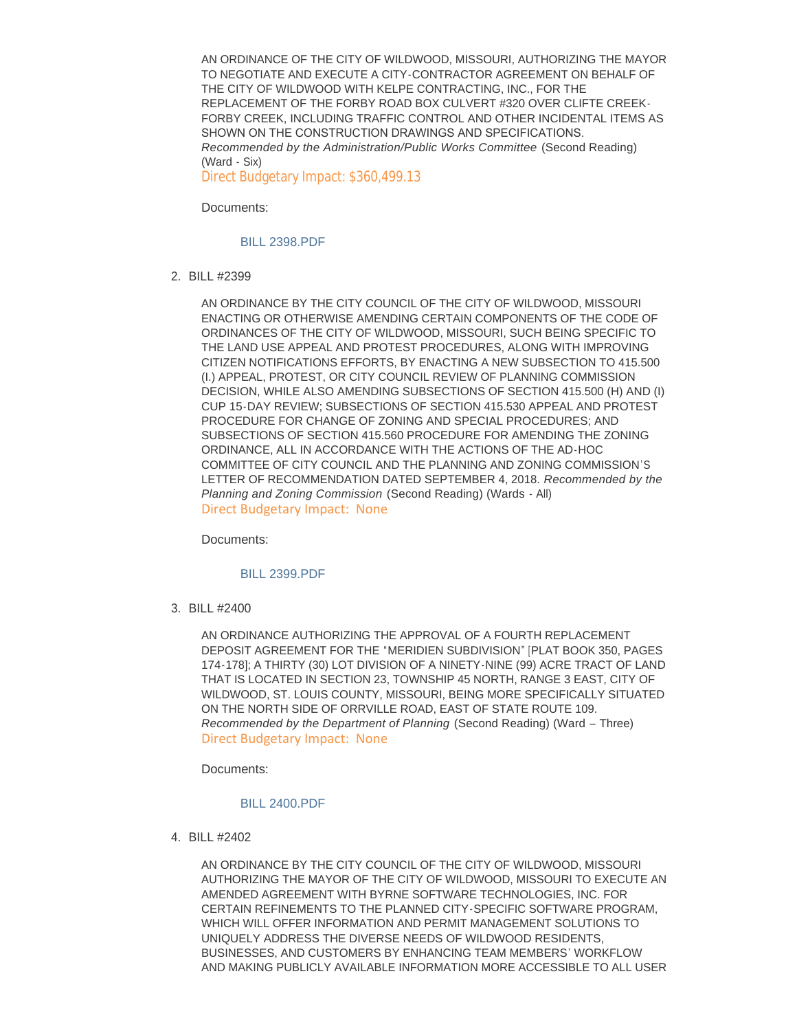AN ORDINANCE OF THE CITY OF WILDWOOD, MISSOURI, AUTHORIZING THE MAYOR TO NEGOTIATE AND EXECUTE A CITY-CONTRACTOR AGREEMENT ON BEHALF OF THE CITY OF WILDWOOD WITH KELPE CONTRACTING, INC., FOR THE REPLACEMENT OF THE FORBY ROAD BOX CULVERT #320 OVER CLIFTE CREEK-FORBY CREEK, INCLUDING TRAFFIC CONTROL AND OTHER INCIDENTAL ITEMS AS SHOWN ON THE CONSTRUCTION DRAWINGS AND SPECIFICATIONS. *Recommended by the Administration/Public Works Committee* (Second Reading) (Ward - Six)

Direct Budgetary Impact: $360,499.13

Documents:

BILL 2398.PDF

2. BILL #2399

AN ORDINANCE BY THE CITY COUNCIL OF THE CITY OF WILDWOOD, MISSOURI ENACTING OR OTHERWISE AMENDING CERTAIN COMPONENTS OF THE CODE OF ORDINANCES OF THE CITY OF WILDWOOD, MISSOURI, SUCH BEING SPECIFIC TO THE LAND USE APPEAL AND PROTEST PROCEDURES, ALONG WITH IMPROVING CITIZEN NOTIFICATIONS EFFORTS, BY ENACTING A NEW SUBSECTION TO 415.500 (I.) APPEAL, PROTEST, OR CITY COUNCIL REVIEW OF PLANNING COMMISSION DECISION, WHILE ALSO AMENDING SUBSECTIONS OF SECTION 415.500 (H) AND (I) CUP 15-DAY REVIEW; SUBSECTIONS OF SECTION 415.530 APPEAL AND PROTEST PROCEDURE FOR CHANGE OF ZONING AND SPECIAL PROCEDURES; AND SUBSECTIONS OF SECTION 415.560 PROCEDURE FOR AMENDING THE ZONING ORDINANCE, ALL IN ACCORDANCE WITH THE ACTIONS OF THE AD-HOC COMMITTEE OF CITY COUNCIL AND THE PLANNING AND ZONING COMMISSION'S LETTER OF RECOMMENDATION DATED SEPTEMBER 4, 2018. *Recommended by the Planning and Zoning Commission* (Second Reading) (Wards - All)

Direct Budgetary Impact: None

Documents:

BILL 2399.PDF

3. BILL #2400

AN ORDINANCE AUTHORIZING THE APPROVAL OF A FOURTH REPLACEMENT DEPOSIT AGREEMENT FOR THE "MERIDIEN SUBDIVISION" [PLAT BOOK 350, PAGES 174-178]; A THIRTY (30) LOT DIVISION OF A NINETY-NINE (99) ACRE TRACT OF LAND THAT IS LOCATED IN SECTION 23, TOWNSHIP 45 NORTH, RANGE 3 EAST, CITY OF WILDWOOD, ST. LOUIS COUNTY, MISSOURI, BEING MORE SPECIFICALLY SITUATED ON THE NORTH SIDE OF ORRVILLE ROAD, EAST OF STATE ROUTE 109. *Recommended by the Department of Planning* (Second Reading) (Ward – Three)

Direct Budgetary Impact: None

Documents:

BILL 2400.PDF

4. BILL #2402

AN ORDINANCE BY THE CITY COUNCIL OF THE CITY OF WILDWOOD, MISSOURI AUTHORIZING THE MAYOR OF THE CITY OF WILDWOOD, MISSOURI TO EXECUTE AN AMENDED AGREEMENT WITH BYRNE SOFTWARE TECHNOLOGIES, INC. FOR CERTAIN REFINEMENTS TO THE PLANNED CITY-SPECIFIC SOFTWARE PROGRAM, WHICH WILL OFFER INFORMATION AND PERMIT MANAGEMENT SOLUTIONS TO UNIQUELY ADDRESS THE DIVERSE NEEDS OF WILDWOOD RESIDENTS, BUSINESSES, AND CUSTOMERS BY ENHANCING TEAM MEMBERS' WORKFLOW AND MAKING PUBLICLY AVAILABLE INFORMATION MORE ACCESSIBLE TO ALL USER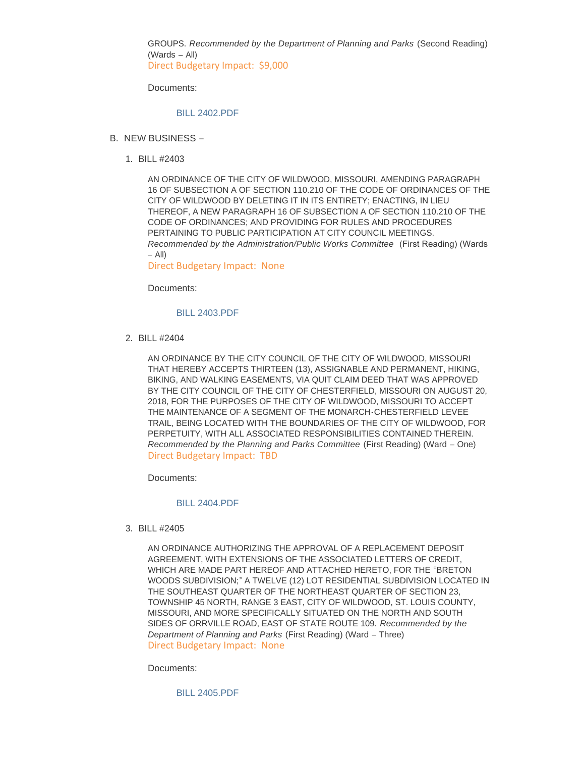GROUPS. *Recommended by the Department of Planning and Parks* (Second Reading) (Wards – All)
Direct Budgetary Impact: $9,000

Documents:

BILL 2402.PDF

B. NEW BUSINESS –

1. BILL #2403

   AN ORDINANCE OF THE CITY OF WILDWOOD, MISSOURI, AMENDING PARAGRAPH 16 OF SUBSECTION A OF SECTION 110.210 OF THE CODE OF ORDINANCES OF THE CITY OF WILDWOOD BY DELETING IT IN ITS ENTIRETY; ENACTING, IN LIEU THEREOF, A NEW PARAGRAPH 16 OF SUBSECTION A OF SECTION 110.210 OF THE CODE OF ORDINANCES; AND PROVIDING FOR RULES AND PROCEDURES PERTAINING TO PUBLIC PARTICIPATION AT CITY COUNCIL MEETINGS. *Recommended by the Administration/Public Works Committee* (First Reading) (Wards – All)
   Direct Budgetary Impact: None

   Documents:

   BILL 2403.PDF

2. BILL #2404

   AN ORDINANCE BY THE CITY COUNCIL OF THE CITY OF WILDWOOD, MISSOURI THAT HEREBY ACCEPTS THIRTEEN (13), ASSIGNABLE AND PERMANENT, HIKING, BIKING, AND WALKING EASEMENTS, VIA QUIT CLAIM DEED THAT WAS APPROVED BY THE CITY COUNCIL OF THE CITY OF CHESTERFIELD, MISSOURI ON AUGUST 20, 2018, FOR THE PURPOSES OF THE CITY OF WILDWOOD, MISSOURI TO ACCEPT THE MAINTENANCE OF A SEGMENT OF THE MONARCH-CHESTERFIELD LEVEE TRAIL, BEING LOCATED WITH THE BOUNDARIES OF THE CITY OF WILDWOOD, FOR PERPETUITY, WITH ALL ASSOCIATED RESPONSIBILITIES CONTAINED THEREIN. *Recommended by the Planning and Parks Committee* (First Reading) (Ward – One)
   Direct Budgetary Impact: TBD

   Documents:

   BILL 2404.PDF

3. BILL #2405

   AN ORDINANCE AUTHORIZING THE APPROVAL OF A REPLACEMENT DEPOSIT AGREEMENT, WITH EXTENSIONS OF THE ASSOCIATED LETTERS OF CREDIT, WHICH ARE MADE PART HEREOF AND ATTACHED HERETO, FOR THE "BRETON WOODS SUBDIVISION;" A TWELVE (12) LOT RESIDENTIAL SUBDIVISION LOCATED IN THE SOUTHEAST QUARTER OF THE NORTHEAST QUARTER OF SECTION 23, TOWNSHIP 45 NORTH, RANGE 3 EAST, CITY OF WILDWOOD, ST. LOUIS COUNTY, MISSOURI, AND MORE SPECIFICALLY SITUATED ON THE NORTH AND SOUTH SIDES OF ORRVILLE ROAD, EAST OF STATE ROUTE 109. *Recommended by the Department of Planning and Parks* (First Reading) (Ward – Three)
   Direct Budgetary Impact: None

   Documents:

   BILL 2405.PDF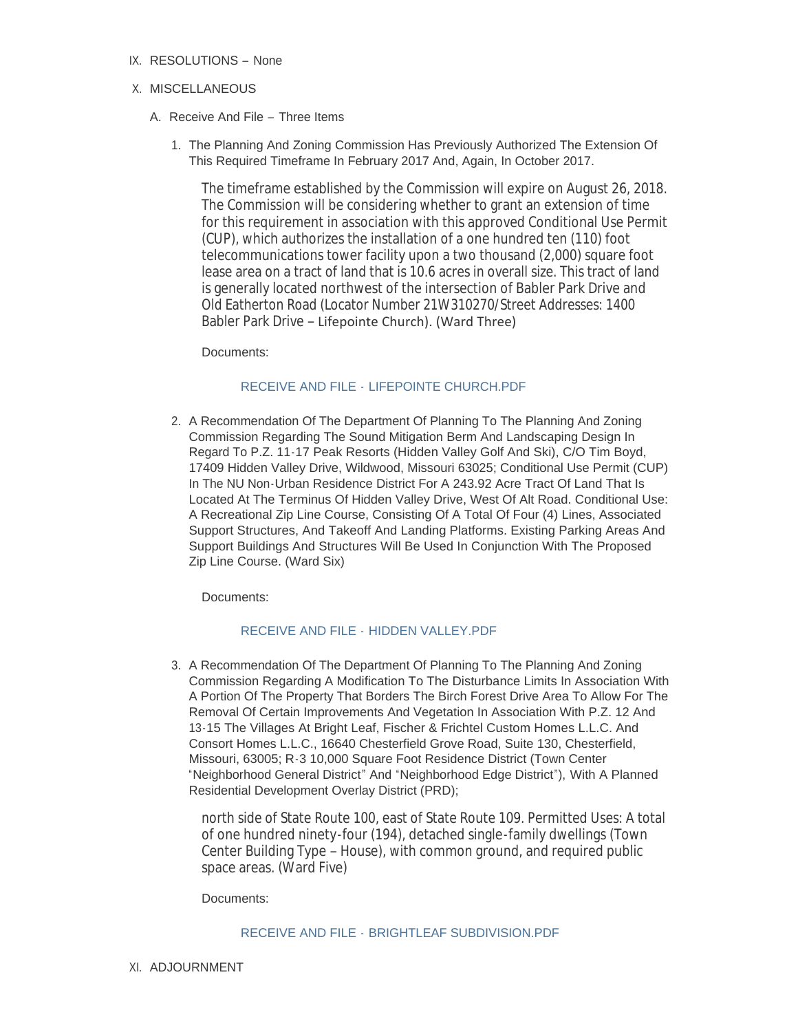IX. RESOLUTIONS – None

X. MISCELLANEOUS

A. Receive And File – Three Items

1. The Planning And Zoning Commission Has Previously Authorized The Extension Of This Required Timeframe In February 2017 And, Again, In October 2017.

   The timeframe established by the Commission will expire on August 26, 2018. The Commission will be considering whether to grant an extension of time for this requirement in association with this approved Conditional Use Permit (CUP), which authorizes the installation of a one hundred ten (110) foot telecommunications tower facility upon a two thousand (2,000) square foot lease area on a tract of land that is 10.6 acres in overall size. This tract of land is generally located northwest of the intersection of Babler Park Drive and Old Eatherton Road (Locator Number 21W310270/Street Addresses: 1400 Babler Park Drive – Lifepointe Church). (Ward Three)

   Documents:

   RECEIVE AND FILE - LIFEPOINTE CHURCH.PDF

2. A Recommendation Of The Department Of Planning To The Planning And Zoning Commission Regarding The Sound Mitigation Berm And Landscaping Design In Regard To P.Z. 11-17 Peak Resorts (Hidden Valley Golf And Ski), C/O Tim Boyd, 17409 Hidden Valley Drive, Wildwood, Missouri 63025; Conditional Use Permit (CUP) In The NU Non-Urban Residence District For A 243.92 Acre Tract Of Land That Is Located At The Terminus Of Hidden Valley Drive, West Of Alt Road. Conditional Use: A Recreational Zip Line Course, Consisting Of A Total Of Four (4) Lines, Associated Support Structures, And Takeoff And Landing Platforms. Existing Parking Areas And Support Buildings And Structures Will Be Used In Conjunction With The Proposed Zip Line Course. (Ward Six)

   Documents:

   RECEIVE AND FILE - HIDDEN VALLEY.PDF

3. A Recommendation Of The Department Of Planning To The Planning And Zoning Commission Regarding A Modification To The Disturbance Limits In Association With A Portion Of The Property That Borders The Birch Forest Drive Area To Allow For The Removal Of Certain Improvements And Vegetation In Association With P.Z. 12 And 13-15 The Villages At Bright Leaf, Fischer & Frichtel Custom Homes L.L.C. And Consort Homes L.L.C., 16640 Chesterfield Grove Road, Suite 130, Chesterfield, Missouri, 63005; R-3 10,000 Square Foot Residence District (Town Center "Neighborhood General District" And "Neighborhood Edge District"), With A Planned Residential Development Overlay District (PRD);

   north side of State Route 100, east of State Route 109. Permitted Uses: A total of one hundred ninety-four (194), detached single-family dwellings (Town Center Building Type – House), with common ground, and required public space areas. (Ward Five)

   Documents:

   RECEIVE AND FILE - BRIGHTLEAF SUBDIVISION.PDF

XI. ADJOURNMENT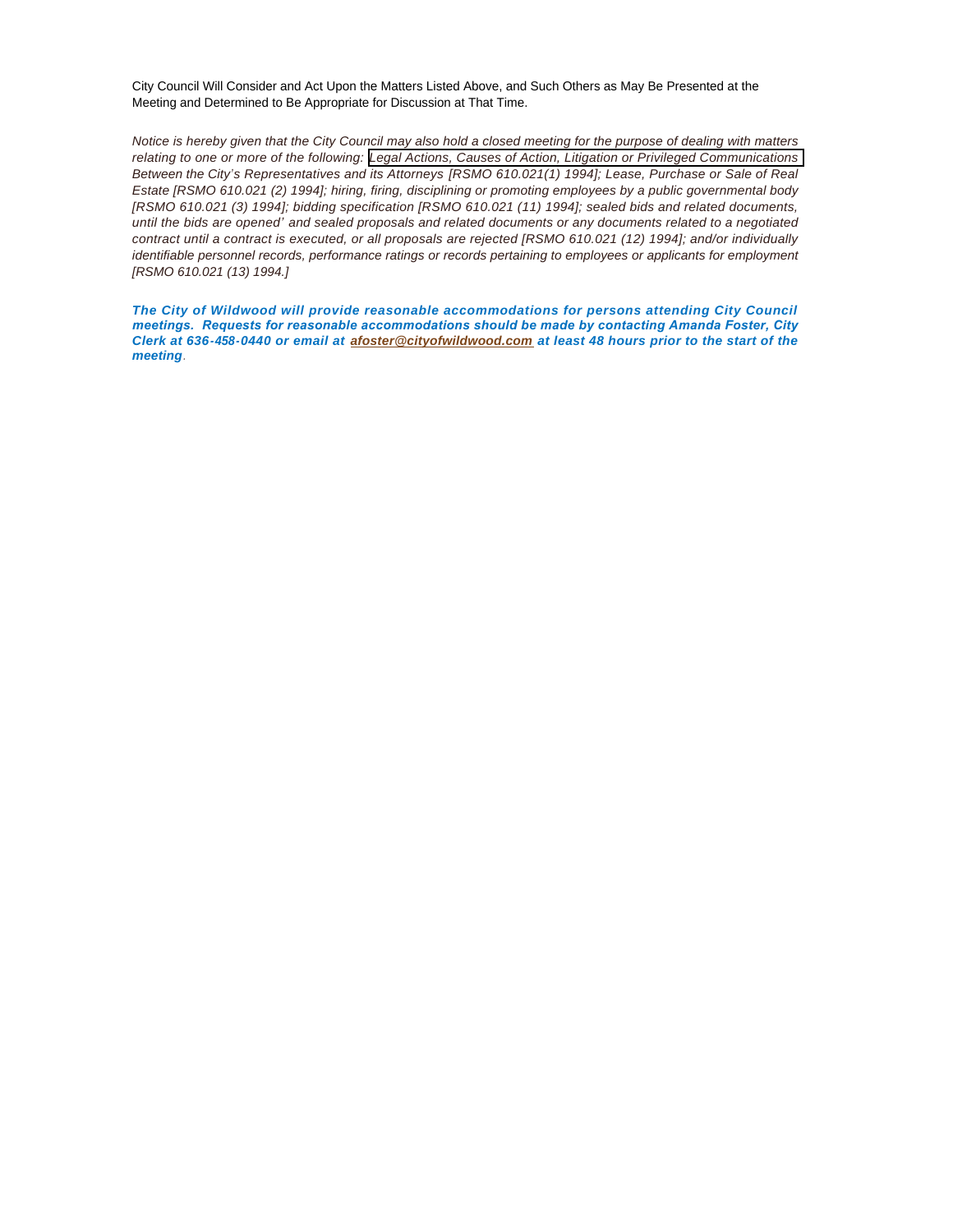City Council Will Consider and Act Upon the Matters Listed Above, and Such Others as May Be Presented at the Meeting and Determined to Be Appropriate for Discussion at That Time.

*Notice is hereby given that the City Council may also hold a closed meeting for the purpose of dealing with matters relating to one or more of the following: Legal Actions, Causes of Action, Litigation or Privileged Communications Between the City's Representatives and its Attorneys [RSMO 610.021(1) 1994]; Lease, Purchase or Sale of Real Estate [RSMO 610.021 (2) 1994]; hiring, firing, disciplining or promoting employees by a public governmental body [RSMO 610.021 (3) 1994]; bidding specification [RSMO 610.021 (11) 1994]; sealed bids and related documents, until the bids are opened' and sealed proposals and related documents or any documents related to a negotiated contract until a contract is executed, or all proposals are rejected [RSMO 610.021 (12) 1994]; and/or individually identifiable personnel records, performance ratings or records pertaining to employees or applicants for employment [RSMO 610.021 (13) 1994.]*

***The City of Wildwood will provide reasonable accommodations for persons attending City Council meetings. Requests for reasonable accommodations should be made by contacting Amanda Foster, City Clerk at 636-458-0440 or email at afoster@cityofwildwood.com at least 48 hours prior to the start of the meeting.***